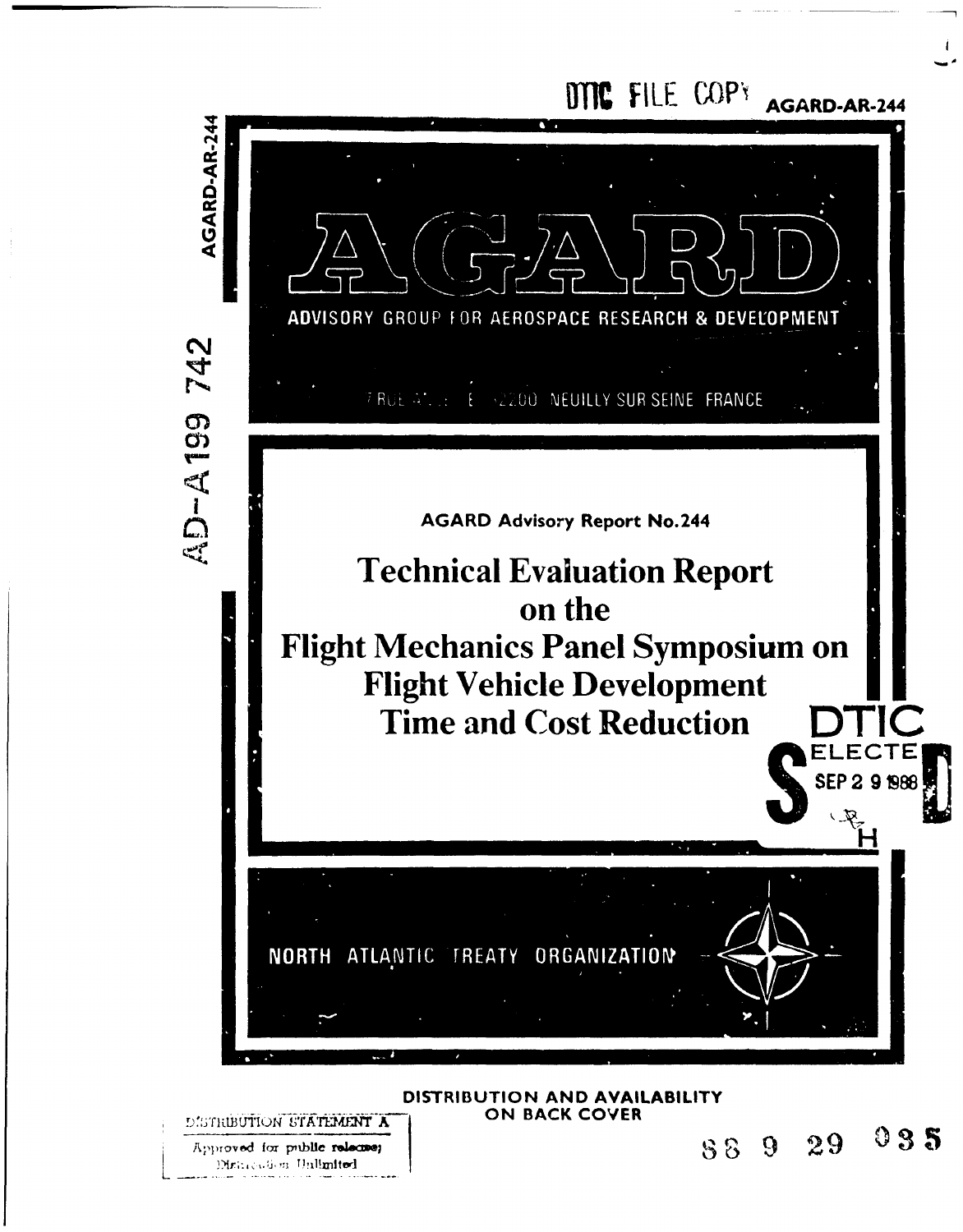DTIC FILE COPY

AGARD-AR-244

AD-A199 742

# AGARD

ADVISORY GROUP FOR AEROSPACE RESEARCH & DEVELOPMENT

7 RUE ANCELLE 92200 NEUILLY SUR SEINE FRANCE

**AGARD Advisory Report No.244**

# Technical Evaluation Report on the Flight Mechanics Panel Symposium on Flight Vehicle Development Time and Cost Reduction

DTIC ELECTE SEP 2 9 1988

NORTH ATLANTIC TREATY ORGANIZATION

**DISTRIBUTION AND AVAILABILITY ON BACK COVER**

DISTRIBUTION STATEMENT A

Approved for public release; Distribution Unlimited

88 9 29 035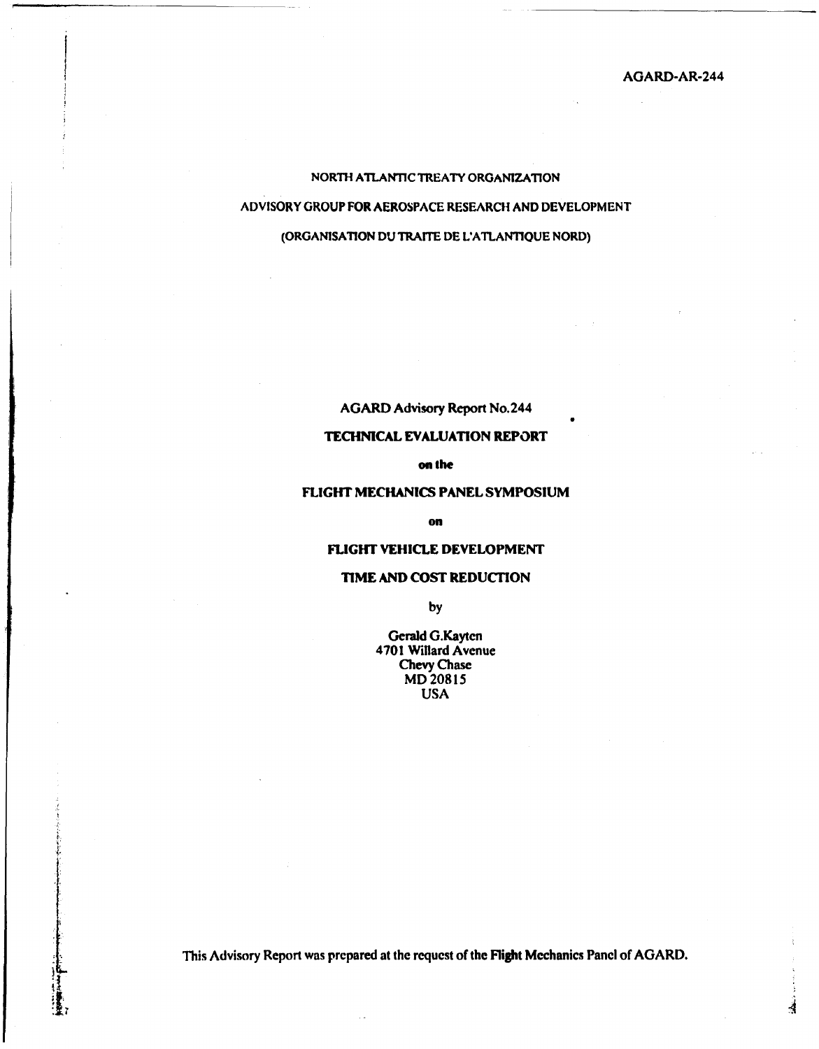AGARD-AR-244

NORTH ATLANTIC TREATY ORGANIZATION

ADVISORY GROUP FOR AEROSPACE RESEARCH AND DEVELOPMENT

(ORGANISATION DU TRAITE DE L'ATLANTIQUE NORD)

AGARD Advisory Report No.244

**TECHNICAL EVALUATION REPORT**

**on the**

**FLIGHT MECHANICS PANEL SYMPOSIUM**

**on**

**FLIGHT VEHICLE DEVELOPMENT**

**TIME AND COST REDUCTION**

by

Gerald G.Kayten
4701 Willard Avenue
Chevy Chase
MD 20815
USA

This Advisory Report was prepared at the request of the **Flight** Mechanics Panel of AGARD.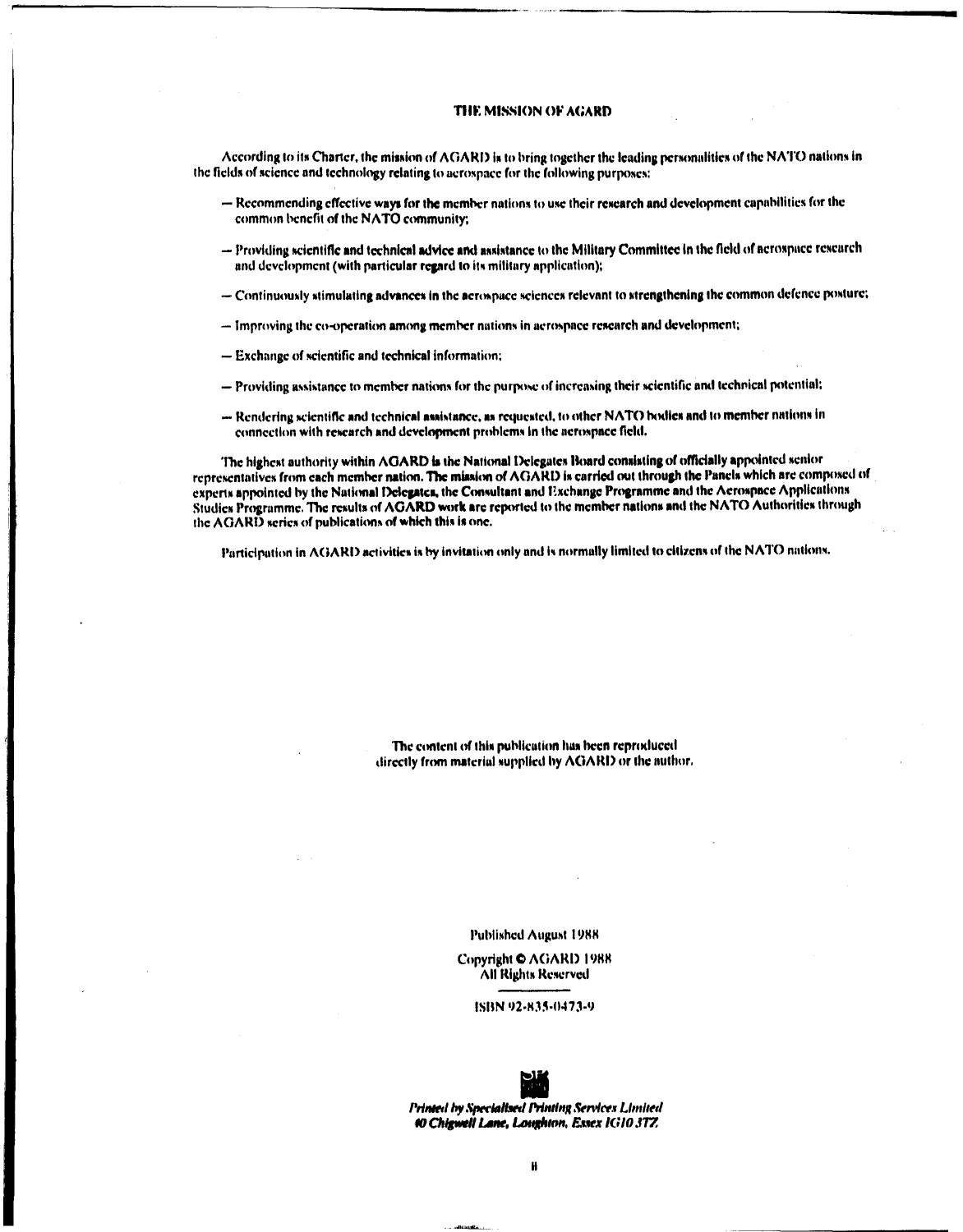## THE MISSION OF AGARD

According to its Charter, the mission of AGARD is to bring together the leading personalities of the NATO nations in the fields of science and technology relating to aerospace for the following purposes:

— Recommending effective ways for the member nations to use their research and development capabilities for the common benefit of the NATO community;

— Providing scientific and technical advice and assistance to the Military Committee in the field of aerospace research and development (with particular regard to its military application);

— Continuously stimulating advances in the aerospace sciences relevant to strengthening the common defence posture;

— Improving the co-operation among member nations in aerospace research and development;

— Exchange of scientific and technical information;

— Providing assistance to member nations for the purpose of increasing their scientific and technical potential;

— Rendering scientific and technical assistance, as requested, to other NATO bodies and to member nations in connection with research and development problems in the aerospace field.

The highest authority within AGARD is the National Delegates Board consisting of officially appointed senior representatives from each member nation. The mission of AGARD is carried out through the Panels which are composed of experts appointed by the National Delegates, the Consultant and Exchange Programme and the Aerospace Applications Studies Programme. The results of AGARD work are reported to the member nations and the NATO Authorities through the AGARD series of publications of which this is one.

Participation in AGARD activities is by invitation only and is normally limited to citizens of the NATO nations.

The content of this publication has been reproduced directly from material supplied by AGARD or the author.

Published August 1988

Copyright © AGARD 1988
All Rights Reserved

ISBN 92-835-0473-9

*Printed by Specialised Printing Services Limited*
*40 Chigwell Lane, Loughton, Essex IG10 3TZ*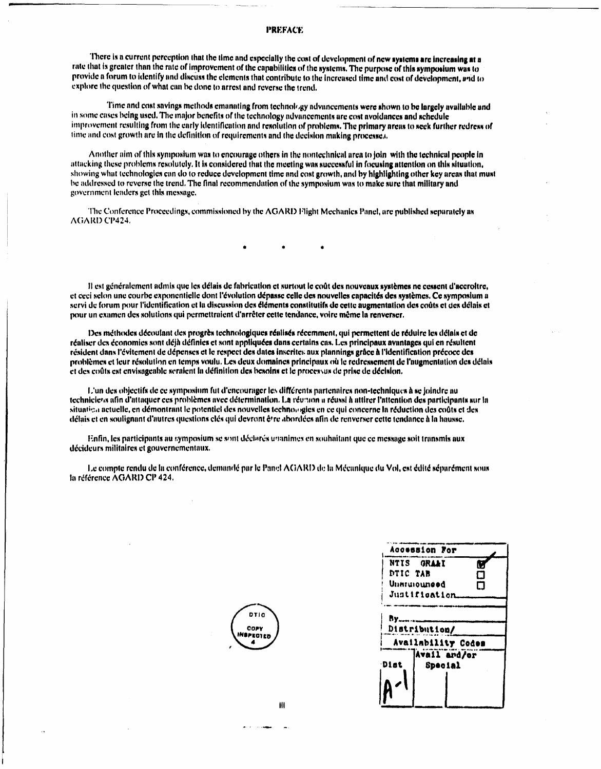# PREFACE

There is a current perception that the time and especially the cost of development of new systems are increasing at a rate that is greater than the rate of improvement of the capabilities of the systems. The purpose of this symposium was to provide a forum to identify and discuss the elements that contribute to the increased time and cost of development, and to explore the question of what can be done to arrest and reverse the trend.

Time and cost savings methods emanating from technology advancements were shown to be largely available and in some cases being used. The major benefits of the technology advancements are cost avoidances and schedule improvement resulting from the early identification and resolution of problems. The primary areas to seek further redress of time and cost growth are in the definition of requirements and the decision making processes.

Another aim of this symposium was to encourage others in the nontechnical area to join with the technical people in attacking these problems resolutely. It is considered that the meeting was successful in focusing attention on this situation, showing what technologies can do to reduce development time and cost growth, and by highlighting other key areas that must be addressed to reverse the trend. The final recommendation of the symposium was to make sure that military and government leaders get this message.

The Conference Proceedings, commissioned by the AGARD Flight Mechanics Panel, are published separately as AGARD CP424.

\*　　\*　　\*

Il est généralement admis que les délais de fabrication et surtout le coût des nouveaux systèmes ne cessent d'accroître, et ceci selon une courbe exponentielle dont l'évolution dépasse celle des nouvelles capacités des systèmes. Ce symposium a servi de forum pour l'identification et la discussion des éléments constitutifs de cette augmentation des coûts et des délais et pour un examen des solutions qui permettraient d'arrêter cette tendance, voire même la renverser.

Des méthodes découlant des progrès technologiques réalisés récemment, qui permettent de réduire les délais et de réaliser des économies sont déjà définies et sont appliquées dans certains cas. Les principaux avantages qui en résultent résident dans l'évitement de dépenses et le respect des dates inscrites aux plannings grâce à l'identification précoce des problèmes et leur résolution en temps voulu. Les deux domaines principaux où le redressement de l'augmentation des délais et des coûts est envisageable seraient la définition des besoins et le processus de prise de décision.

L'un des objectifs de ce symposium fut d'encourager les différents partenaires non-techniques à se joindre au techniciens afin d'attaquer ces problèmes avec détermination. La réunion a réussi à attirer l'attention des participants sur la situation actuelle, en démontrant le potentiel des nouvelles technologies en ce qui concerne la réduction des coûts et des délais et en soulignant d'autres questions clés qui devront être abordées afin de renverser cette tendance à la hausse.

Enfin, les participants au symposium se sont déclarés unanimes en souhaitant que ce message soit transmis aux décideurs militaires et gouvernementaux.

Le compte rendu de la conférence, demandé par le Panel AGARD de la Mécanique du Vol, est édité séparément sous la référence AGARD CP 424.

DTIC COPY INSPECTED 4

| Accession For | |
|---|---|
| NTIS GRA&I | ☑ |
| DTIC TAB | ☐ |
| Unannounced | ☐ |
| Justification | |
| By | |
| Distribution/ | |
| Availability Codes | |
| Dist | Avail and/or Special |
| A-1 | |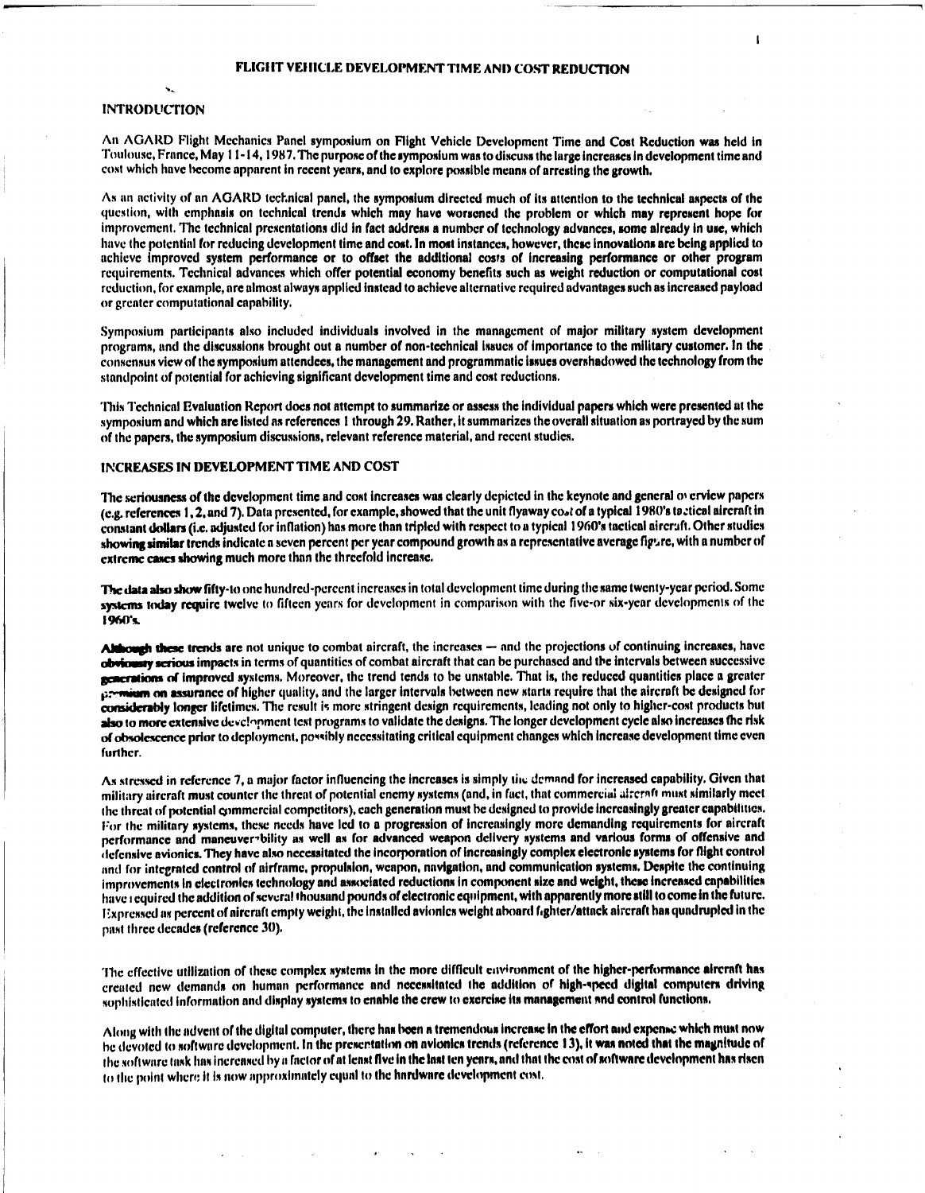# FLIGHT VEHICLE DEVELOPMENT TIME AND COST REDUCTION

## INTRODUCTION

An AGARD Flight Mechanics Panel symposium on Flight Vehicle Development Time and Cost Reduction was held in Toulouse, France, May 11-14, 1987. The purpose of the symposium was to discuss the large increases in development time and cost which have become apparent in recent years, and to explore possible means of arresting the growth.

As an activity of an AGARD technical panel, the symposium directed much of its attention to the technical aspects of the question, with emphasis on technical trends which may have worsened the problem or which may represent hope for improvement. The technical presentations did in fact address a number of technology advances, some already in use, which have the potential for reducing development time and cost. In most instances, however, these innovations are being applied to achieve improved system performance or to offset the additional costs of increasing performance or other program requirements. Technical advances which offer potential economy benefits such as weight reduction or computational cost reduction, for example, are almost always applied instead to achieve alternative required advantages such as increased payload or greater computational capability.

Symposium participants also included individuals involved in the management of major military system development programs, and the discussions brought out a number of non-technical issues of importance to the military customer. In the consensus view of the symposium attendees, the management and programmatic issues overshadowed the technology from the standpoint of potential for achieving significant development time and cost reductions.

This Technical Evaluation Report does not attempt to summarize or assess the individual papers which were presented at the symposium and which are listed as references 1 through 29. Rather, it summarizes the overall situation as portrayed by the sum of the papers, the symposium discussions, relevant reference material, and recent studies.

## INCREASES IN DEVELOPMENT TIME AND COST

The seriousness of the development time and cost increases was clearly depicted in the keynote and general overview papers (e.g. references 1, 2, and 7). Data presented, for example, showed that the unit flyaway cost of a typical 1980's tactical aircraft in constant dollars (i.e. adjusted for inflation) has more than tripled with respect to a typical 1960's tactical aircraft. Other studies showing similar trends indicate a seven percent per year compound growth as a representative average figure, with a number of extreme cases showing much more than the threefold increase.

The data also show fifty-to one hundred-percent increases in total development time during the same twenty-year period. Some systems today require twelve to fifteen years for development in comparison with the five-or six-year developments of the 1960's.

Although these trends are not unique to combat aircraft, the increases — and the projections of continuing increases, have obviously serious impacts in terms of quantities of combat aircraft that can be purchased and the intervals between successive generations of improved systems. Moreover, the trend tends to be unstable. That is, the reduced quantities place a greater premium on assurance of higher quality, and the larger intervals between new starts require that the aircraft be designed for considerably longer lifetimes. The result is more stringent design requirements, leading not only to higher-cost products but also to more extensive development test programs to validate the designs. The longer development cycle also increases the risk of obsolescence prior to deployment, possibly necessitating critical equipment changes which increase development time even further.

As stressed in reference 7, a major factor influencing the increases is simply the demand for increased capability. Given that military aircraft must counter the threat of potential enemy systems (and, in fact, that commercial aircraft must similarly meet the threat of potential commercial competitors), each generation must be designed to provide increasingly greater capabilities. For the military systems, these needs have led to a progression of increasingly more demanding requirements for aircraft performance and maneuverability as well as for advanced weapon delivery systems and various forms of offensive and defensive avionics. They have also necessitated the incorporation of increasingly complex electronic systems for flight control and for integrated control of airframe, propulsion, weapon, navigation, and communication systems. Despite the continuing improvements in electronics technology and associated reductions in component size and weight, these increased capabilities have required the addition of several thousand pounds of electronic equipment, with apparently more still to come in the future. Expressed as percent of aircraft empty weight, the installed avionics weight aboard fighter/attack aircraft has quadrupled in the past three decades (reference 30).

The effective utilization of these complex systems in the more difficult environment of the higher-performance aircraft has created new demands on human performance and necessitated the addition of high-speed digital computers driving sophisticated information and display systems to enable the crew to exercise its management and control functions.

Along with the advent of the digital computer, there has been a tremendous increase in the effort and expense which must now be devoted to software development. In the presentation on avionics trends (reference 13), it was noted that the magnitude of the software task has increased by a factor of at least five in the last ten years, and that the cost of software development has risen to the point where it is now approximately equal to the hardware development cost.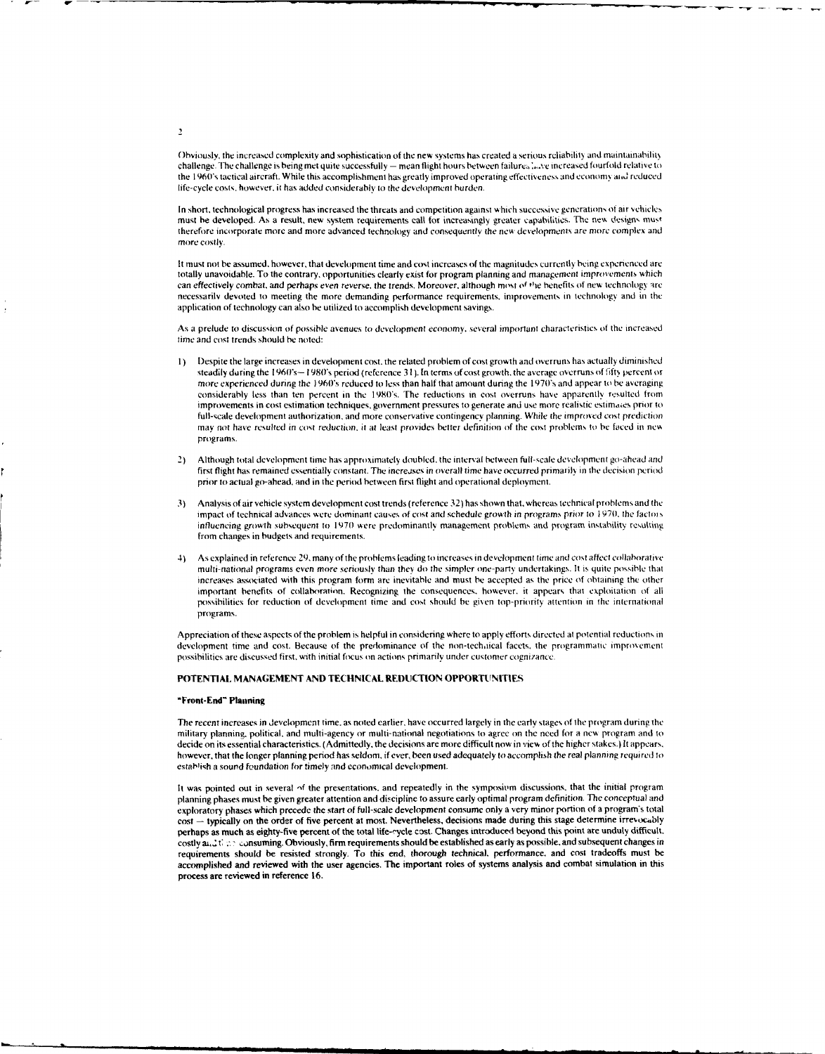Obviously, the increased complexity and sophistication of the new systems has created a serious reliability and maintainability challenge. The challenge is being met quite successfully — mean flight hours between failures have increased fourfold relative to the 1960's tactical aircraft. While this accomplishment has greatly improved operating effectiveness and economy and reduced life-cycle costs, however, it has added considerably to the development burden.

In short, technological progress has increased the threats and competition against which successive generations of air vehicles must be developed. As a result, new system requirements call for increasingly greater capabilities. The new designs must therefore incorporate more and more advanced technology and consequently the new developments are more complex and more costly.

It must not be assumed, however, that development time and cost increases of the magnitudes currently being experienced are totally unavoidable. To the contrary, opportunities clearly exist for program planning and management improvements which can effectively combat, and perhaps even reverse, the trends. Moreover, although most of the benefits of new technology are necessarily devoted to meeting the more demanding performance requirements, improvements in technology and in the application of technology can also be utilized to accomplish development savings.

As a prelude to discussion of possible avenues to development economy, several important characteristics of the increased time and cost trends should be noted:

1) Despite the large increases in development cost, the related problem of cost growth and overruns has actually diminished steadily during the 1960's—1980's period (reference 31). In terms of cost growth, the average overruns of fifty percent or more experienced during the 1960's reduced to less than half that amount during the 1970's and appear to be averaging considerably less than ten percent in the 1980's. The reductions in cost overruns have apparently resulted from improvements in cost estimation techniques, government pressures to generate and use more realistic estimates prior to full-scale development authorization, and more conservative contingency planning. While the improved cost prediction may not have resulted in cost reduction, it at least provides better definition of the cost problems to be faced in new programs.

2) Although total development time has approximately doubled, the interval between full-scale development go-ahead and first flight has remained essentially constant. The increases in overall time have occurred primarily in the decision period prior to actual go-ahead, and in the period between first flight and operational deployment.

3) Analysis of air vehicle system development cost trends (reference 32) has shown that, whereas technical problems and the impact of technical advances were dominant causes of cost and schedule growth in programs prior to 1970, the factors influencing growth subsequent to 1970 were predominantly management problems and program instability resulting from changes in budgets and requirements.

4) As explained in reference 29, many of the problems leading to increases in development time and cost affect collaborative multi-national programs even more seriously than they do the simpler one-party undertakings. It is quite possible that increases associated with this program form are inevitable and must be accepted as the price of obtaining the other important benefits of collaboration. Recognizing the consequences, however, it appears that exploitation of all possibilities for reduction of development time and cost should be given top-priority attention in the international programs.

Appreciation of these aspects of the problem is helpful in considering where to apply efforts directed at potential reductions in development time and cost. Because of the predominance of the non-technical facets, the programmatic improvement possibilities are discussed first, with initial focus on actions primarily under customer cognizance.

## POTENTIAL MANAGEMENT AND TECHNICAL REDUCTION OPPORTUNITIES

### "Front-End" Planning

The recent increases in development time, as noted earlier, have occurred largely in the early stages of the program during the military planning, political, and multi-agency or multi-national negotiations to agree on the need for a new program and to decide on its essential characteristics. (Admittedly, the decisions are more difficult now in view of the higher stakes.) It appears, however, that the longer planning period has seldom, if ever, been used adequately to accomplish the real planning required to establish a sound foundation for timely and economical development.

It was pointed out in several of the presentations, and repeatedly in the symposium discussions, that the initial program planning phases must be given greater attention and discipline to assure early optimal program definition. The conceptual and exploratory phases which precede the start of full-scale development consume only a very minor portion of a program's total cost — typically on the order of five percent at most. Nevertheless, decisions made during this stage determine irrevocably perhaps as much as eighty-five percent of the total life-cycle cost. Changes introduced beyond this point are unduly difficult, costly and time consuming. Obviously, firm requirements should be established as early as possible, and subsequent changes in requirements should be resisted strongly. To this end, thorough technical, performance, and cost tradeoffs must be accomplished and reviewed with the user agencies. The important roles of systems analysis and combat simulation in this process are reviewed in reference 16.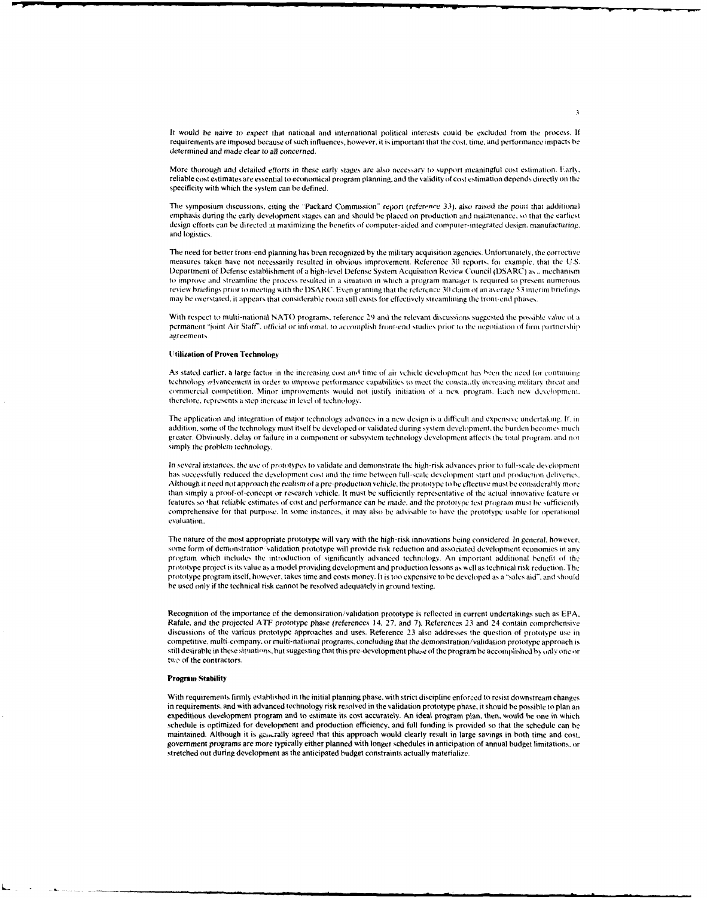It would be naive to expect that national and international political interests could be excluded from the process. If requirements are imposed because of such influences, however, it is important that the cost, time, and performance impacts be determined and made clear to all concerned.

More thorough and detailed efforts in these early stages are also necessary to support meaningful cost estimation. Early, reliable cost estimates are essential to economical program planning, and the validity of cost estimation depends directly on the specificity with which the system can be defined.

The symposium discussions, citing the "Packard Commission" report (reference 33), also raised the point that additional emphasis during the early development stages can and should be placed on production and maintenance, so that the earliest design efforts can be directed at maximizing the benefits of computer-aided and computer-integrated design, manufacturing, and logistics.

The need for better front-end planning has been recognized by the military acquisition agencies. Unfortunately, the corrective measures taken have not necessarily resulted in obvious improvement. Reference 30 reports, for example, that the U.S. Department of Defense establishment of a high-level Defense System Acquisition Review Council (DSARC) as a mechanism to improve and streamline the process resulted in a situation in which a program manager is required to present numerous review briefings prior to meeting with the DSARC. Even granting that the reference 30 claim of an average 53 interim briefings may be overstated, it appears that considerable room still exists for effectively streamlining the front-end phases.

With respect to multi-national NATO programs, reference 29 and the relevant discussions suggested the possible value of a permanent "Joint Air Staff", official or informal, to accomplish front-end studies prior to the negotiation of firm partnership agreements.

#### Utilization of Proven Technology

As stated earlier, a large factor in the increasing cost and time of air vehicle development has been the need for continuing technology advancement in order to improve performance capabilities to meet the constantly increasing military threat and commercial competition. Minor improvements would not justify initiation of a new program. Each new development, therefore, represents a step increase in level of technology.

The application and integration of major technology advances in a new design is a difficult and expensive undertaking. If, in addition, some of the technology must itself be developed or validated during system development, the burden becomes much greater. Obviously, delay or failure in a component or subsystem technology development affects the total program, and not simply the problem technology.

In several instances, the use of prototypes to validate and demonstrate the high-risk advances prior to full-scale development has successfully reduced the development cost and the time between full-scale development start and production deliveries. Although it need not approach the realism of a pre-production vehicle, the prototype to be effective must be considerably more than simply a proof-of-concept or research vehicle. It must be sufficiently representative of the actual innovative feature or features so that reliable estimates of cost and performance can be made, and the prototype test program must be sufficiently comprehensive for that purpose. In some instances, it may also be advisable to have the prototype usable for operational evaluation.

The nature of the most appropriate prototype will vary with the high-risk innovations being considered. In general, however, some form of demonstration/validation prototype will provide risk reduction and associated development economies in any program which includes the introduction of significantly advanced technology. An important additional benefit of the prototype project is its value as a model providing development and production lessons as well as technical risk reduction. The prototype program itself, however, takes time and costs money. It is too expensive to be developed as a "sales aid", and should be used only if the technical risk cannot be resolved adequately in ground testing.

Recognition of the importance of the demonstration/validation prototype is reflected in current undertakings such as EPA, Rafale, and the projected ATF prototype phase (references 14, 27, and 7). References 23 and 24 contain comprehensive discussions of the various prototype approaches and uses. Reference 23 also addresses the question of prototype use in competitive, multi-company, or multi-national programs, concluding that the demonstration/validation prototype approach is still desirable in these situations, but suggesting that this pre-development phase of the program be accomplished by only one or two of the contractors.

#### Program Stability

With requirements firmly established in the initial planning phase, with strict discipline enforced to resist downstream changes in requirements, and with advanced technology risk resolved in the validation prototype phase, it should be possible to plan an expeditious development program and to estimate its cost accurately. An ideal program plan, then, would be one in which schedule is optimized for development and production efficiency, and full funding is provided so that the schedule can be maintained. Although it is generally agreed that this approach would clearly result in large savings in both time and cost, government programs are more typically either planned with longer schedules in anticipation of annual budget limitations, or stretched out during development as the anticipated budget constraints actually materialize.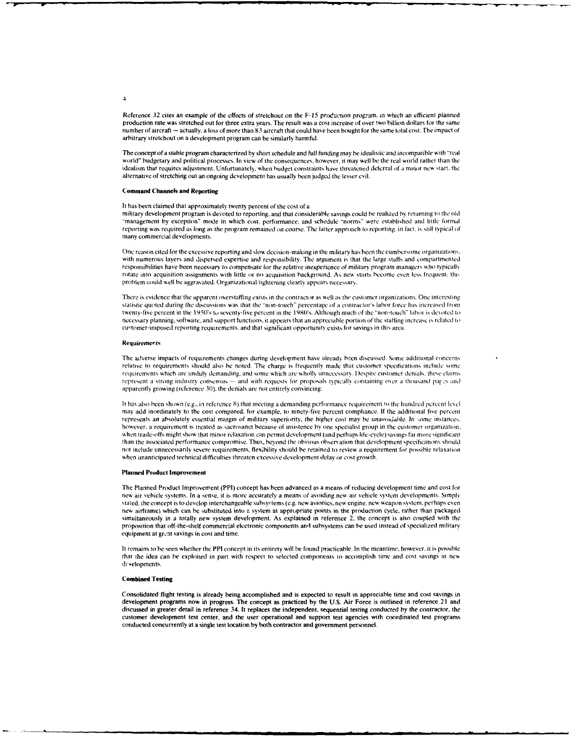Reference 32 cites an example of the effects of stretchout on the F-15 production program, in which an efficient planned production rate was stretched out for three extra years. The result was a cost increase of over two billion dollars for the same number of aircraft — actually, a loss of more than 83 aircraft that could have been bought for the same total cost. The impact of arbitrary stretchout on a development program can be similarly harmful.

The concept of a stable program characterized by short schedule and full funding may be idealistic and incompatible with "real world" budgetary and political processes. In view of the consequences, however, it may well be the real world rather than the idealism that requires adjustment. Unfortunately, when budget constraints have threatened deferral of a major new start, the alternative of stretching out an ongoing development has usually been judged the lesser evil.

**Command Channels and Reporting**

It has been claimed that approximately twenty percent of the cost of a military development program is devoted to reporting, and that considerable savings could be realized by returning to the old "management by exception" mode in which cost, performance, and schedule "norms" were established and little formal reporting was required as long as the program remained on course. The latter approach to reporting, in fact, is still typical of many commercial developments.

One reason cited for the excessive reporting and slow decision-making in the military has been the cumbersome organizations, with numerous layers and dispersed expertise and responsibility. The argument is that the large staffs and compartmented responsibilities have been necessary to compensate for the relative inexperience of military program managers who typically rotate into acquisition assignments with little or no acquisition background. As new starts become even less frequent, this problem could well be aggravated. Organizational tightening clearly appears necessary.

There is evidence that the apparent overstaffing exists in the contractor as well as the customer organizations. One interesting statistic quoted during the discussions was that the "non-touch" percentage of a contractor's labor force has increased from twenty-five percent in the 1950's to seventy-five percent in the 1980's. Although much of the "non-touch" labor is devoted to necessary planning, software, and support functions, it appears that an appreciable portion of the staffing increase is related to customer-imposed reporting requirements, and that significant opportunity exists for savings in this area.

**Requirements**

The adverse impacts of requirements changes during development have already been discussed. Some additional concerns relative to requirements should also be noted. The charge is frequently made that customer specifications include some requirements which are unduly demanding, and some which are wholly unnecessary. Despite customer denials, these claims represent a strong industry consensus — and with requests for proposals typically containing over a thousand pages and apparently growing (reference 30), the denials are not entirely convincing.

It has also been shown (e.g., in reference 8) that meeting a demanding performance requirement to the hundred percent level may add inordinately to the cost compared, for example, to ninety-five percent compliance. If the additional five percent represents an absolutely essential margin of military superiority, the higher cost may be unavoidable. In some instances, however, a requirement is treated as sacrosanct because of insistence by one specialist group in the customer organization, when trade-offs might show that minor relaxation can permit development (and perhaps life-cycle) savings far more significant than the associated performance compromise. Thus, beyond the obvious observation that development specifications should not include unnecessarily severe requirements, flexibility should be retained to review a requirement for possible relaxation when unanticipated technical difficulties threaten excessive development delay or cost growth.

**Planned Product Improvement**

The Planned Product Improvement (PPI) concept has been advanced as a means of reducing development time and cost for new air vehicle systems. In a sense, it is more accurately a means of avoiding new air vehicle system developments. Simply stated, the concept is to develop interchangeable subsystems (e.g. new avionics, new engine, new weapon system, perhaps even new airframe) which can be substituted into a system at appropriate points in the production cycle, rather than packaged simultaneously in a totally new system development. As explained in reference 2, the concept is also coupled with the proposition that off-the-shelf commercial electronic components and subsystems can be used instead of specialized military equipment at great savings in cost and time.

It remains to be seen whether the PPI concept in its entirety will be found practicable. In the meantime, however, it is possible that the idea can be exploited in part with respect to selected components to accomplish time and cost savings in new developments.

**Combined Testing**

Consolidated flight testing is already being accomplished and is expected to result in appreciable time and cost savings in development programs now in progress. The concept as practiced by the U.S. Air Force is outlined in reference 21 and discussed in greater detail in reference 34. It replaces the independent, sequential testing conducted by the contractor, the customer development test center, and the user operational and support test agencies with coordinated test programs conducted concurrently at a single test location by both contractor and government personnel.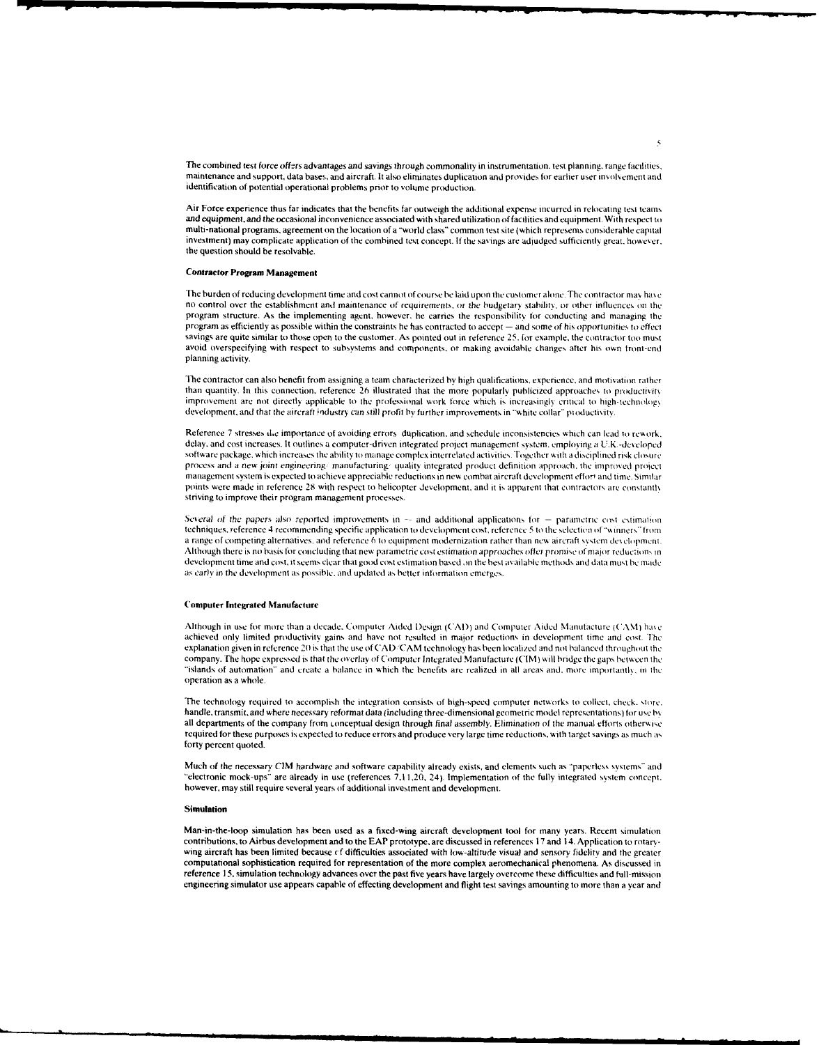The combined test force offers advantages and savings through commonality in instrumentation, test planning, range facilities, maintenance and support, data bases, and aircraft. It also eliminates duplication and provides for earlier user involvement and identification of potential operational problems prior to volume production.

Air Force experience thus far indicates that the benefits far outweigh the additional expense incurred in relocating test teams and equipment, and the occasional inconvenience associated with shared utilization of facilities and equipment. With respect to multi-national programs, agreement on the location of a "world class" common test site (which represents considerable capital investment) may complicate application of the combined test concept. If the savings are adjudged sufficiently great, however, the question should be resolvable.

#### Contractor Program Management

The burden of reducing development time and cost cannot of course be laid upon the customer alone. The contractor may have no control over the establishment and maintenance of requirements, or the budgetary stability, or other influences on the program structure. As the implementing agent, however, he carries the responsibility for conducting and managing the program as efficiently as possible within the constraints he has contracted to accept — and some of his opportunities to effect savings are quite similar to those open to the customer. As pointed out in reference 25, for example, the contractor too must avoid overspecifying with respect to subsystems and components, or making avoidable changes after his own front-end planning activity.

The contractor can also benefit from assigning a team characterized by high qualifications, experience, and motivation rather than quantity. In this connection, reference 26 illustrated that the more popularly publicized approaches to productivity improvement are not directly applicable to the professional work force which is increasingly critical to high-technology development, and that the aircraft industry can still profit by further improvements in "white collar" productivity.

Reference 7 stresses the importance of avoiding errors, duplication, and schedule inconsistencies which can lead to rework, delay, and cost increases. It outlines a computer-driven integrated project management system, employing a U.K.-developed software package, which increases the ability to manage complex interrelated activities. Together with a disciplined risk closure process and a new joint engineering/manufacturing/quality integrated product definition approach, the improved project management system is expected to achieve appreciable reductions in new combat aircraft development effort and time. Similar points were made in reference 28 with respect to helicopter development, and it is apparent that contractors are constantly striving to improve their program management processes.

Several of the papers also reported improvements in — and additional applications for — parametric cost estimation techniques, reference 4 recommending specific application to development cost, reference 5 to the selection of "winners" from a range of competing alternatives, and reference 6 to equipment modernization rather than new aircraft system development. Although there is no basis for concluding that new parametric cost estimation approaches offer promise of major reductions in development time and cost, it seems clear that good cost estimation based on the best available methods and data must be made as early in the development as possible, and updated as better information emerges.

#### Computer Integrated Manufacture

Although in use for more than a decade, Computer Aided Design (CAD) and Computer Aided Manufacture (CAM) have achieved only limited productivity gains and have not resulted in major reductions in development time and cost. The explanation given in reference 20 is that the use of CAD/CAM technology has been localized and not balanced throughout the company. The hope expressed is that the overlay of Computer Integrated Manufacture (CIM) will bridge the gaps between the "islands of automation" and create a balance in which the benefits are realized in all areas and, more importantly, in the operation as a whole.

The technology required to accomplish the integration consists of high-speed computer networks to collect, check, store, handle, transmit, and where necessary reformat data (including three-dimensional geometric model representations) for use by all departments of the company from conceptual design through final assembly. Elimination of the manual efforts otherwise required for these purposes is expected to reduce errors and produce very large time reductions, with target savings as much as forty percent quoted.

Much of the necessary CIM hardware and software capability already exists, and elements such as "paperless systems" and "electronic mock-ups" are already in use (references 7,11,20, 24). Implementation of the fully integrated system concept, however, may still require several years of additional investment and development.

#### Simulation

Man-in-the-loop simulation has been used as a fixed-wing aircraft development tool for many years. Recent simulation contributions, to Airbus development and to the EAP prototype, are discussed in references 17 and 14. Application to rotary-wing aircraft has been limited because of difficulties associated with low-altitude visual and sensory fidelity and the greater computational sophistication required for representation of the more complex aeromechanical phenomena. As discussed in reference 15, simulation technology advances over the past five years have largely overcome these difficulties and full-mission engineering simulator use appears capable of effecting development and flight test savings amounting to more than a year and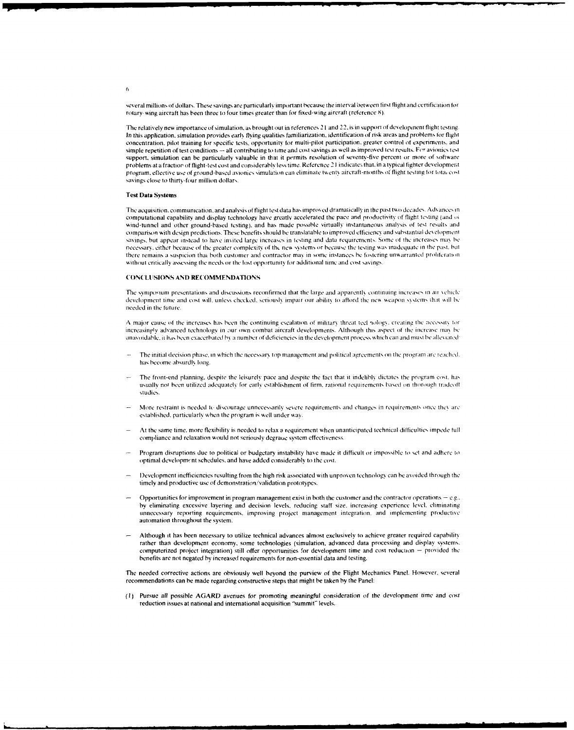several millions of dollars. These savings are particularly important because the interval between first flight and certification for rotary-wing aircraft has been three to four times greater than for fixed-wing aircraft (reference 8).

The relatively new importance of simulation, as brought out in references 21 and 22, is in support of development flight testing. In this application, simulation provides early flying qualities familiarization, identification of risk areas and problems for flight concentration, pilot training for specific tests, opportunity for multi-pilot participation, greater control of experiments, and simple repetition of test conditions — all contributing to time and cost savings as well as improved test results. For avionics test support, simulation can be particularly valuable in that it permits resolution of seventy-five percent or more of software problems at a fraction of flight-test cost and considerably less time. Reference 21 indicates that, in a typical fighter development program, effective use of ground-based avionics simulation can eliminate twenty aircraft-months of flight testing for total cost savings close to thirty-four million dollars.

### Test Data Systems

The acquisition, communication, and analysis of flight test data has improved dramatically in the past two decades. Advances in computational capability and display technology have greatly accelerated the pace and productivity of flight testing (and of wind-tunnel and other ground-based testing), and has made possible virtually instantaneous analysis of test results and comparison with design predictions. These benefits should be translatable to improved efficiency and substantial development savings, but appear instead to have invited large increases in testing and data requirements. Some of the increases may be necessary, either because of the greater complexity of the new systems or because the testing was inadequate in the past, but there remains a suspicion that both customer and contractor may in some instances be fostering unwarranted proliferation without critically assessing the needs or the lost opportunity for additional time and cost savings.

## CONCLUSIONS AND RECOMMENDATIONS

The symposium presentations and discussions reconfirmed that the large and apparently continuing increases in air vehicle development time and cost will, unless checked, seriously impair our ability to afford the new weapon systems that will be needed in the future.

A major cause of the increases has been the continuing escalation of military threat technology, creating the necessity for increasingly advanced technology in our own combat aircraft developments. Although this aspect of the increase may be unavoidable, it has been exacerbated by a number of deficiencies in the development process which can and must be alleviated:

- The initial decision phase, in which the necessary top management and political agreements on the program are reached, has become absurdly long.
- The front-end planning, despite the leisurely pace and despite the fact that it indelibly dictates the program cost, has usually not been utilized adequately for early establishment of firm, rational requirements based on thorough tradeoff studies.
- More restraint is needed to discourage unnecessarily severe requirements and changes in requirements once they are established, particularly when the program is well under way.
- At the same time, more flexibility is needed to relax a requirement when unanticipated technical difficulties impede full compliance and relaxation would not seriously degrade system effectiveness.
- Program disruptions due to political or budgetary instability have made it difficult or impossible to set and adhere to optimal development schedules, and have added considerably to the cost.
- Development inefficiencies resulting from the high risk associated with unproven technology can be avoided through the timely and productive use of demonstration/validation prototypes.
- Opportunities for improvement in program management exist in both the customer and the contractor operations — e.g., by eliminating excessive layering and decision levels, reducing staff size, increasing experience level, eliminating unnecessary reporting requirements, improving project management integration, and implementing productive automation throughout the system.
- Although it has been necessary to utilize technical advances almost exclusively to achieve greater required capability rather than development economy, some technologies (simulation, advanced data processing and display systems, computerized project integration) still offer opportunities for development time and cost reduction — provided the benefits are not negated by increased requirements for non-essential data and testing.

The needed corrective actions are obviously well beyond the purview of the Flight Mechanics Panel. However, several recommendations can be made regarding constructive steps that might be taken by the Panel:

(1) Pursue all possible AGARD avenues for promoting meaningful consideration of the development time and cost reduction issues at national and international acquisition "summit" levels.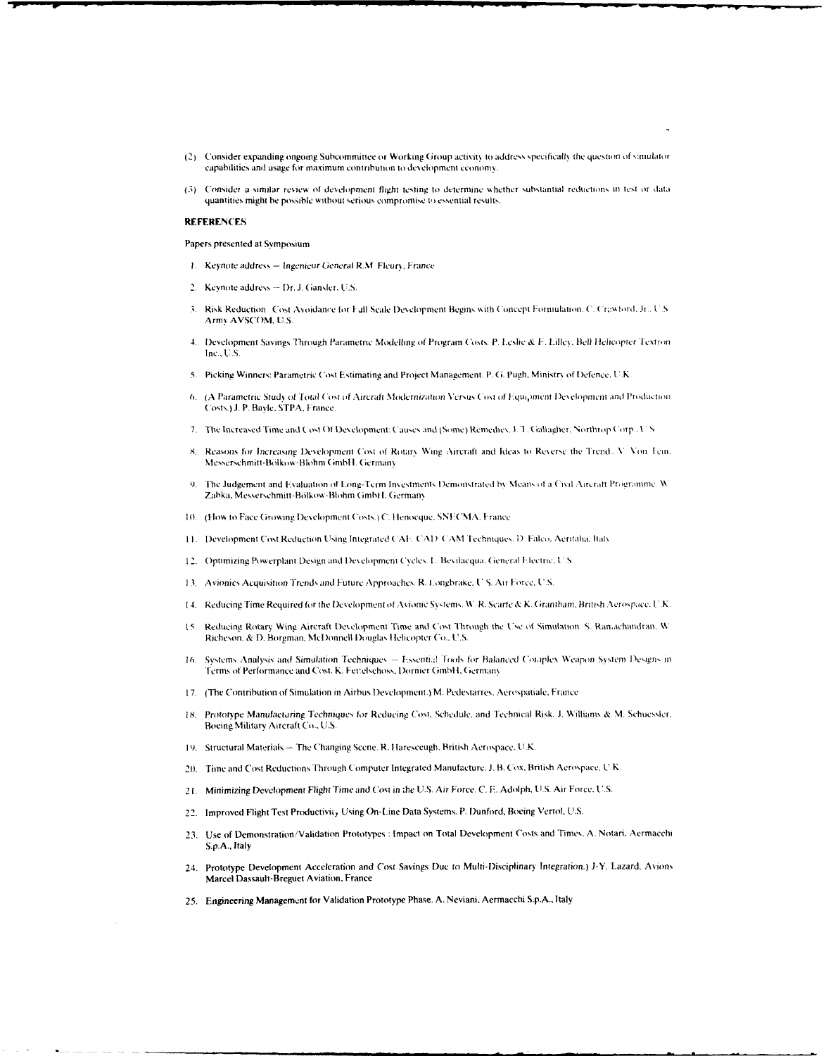(2) Consider expanding ongoing Subcommittee or Working Group activity to address specifically the question of simulator capabilities and usage for maximum contribution to development economy.

(3) Consider a similar review of development flight testing to determine whether substantial reductions in test or data quantities might be possible without serious compromise to essential results.

**REFERENCES**

Papers presented at Symposium

1. Keynote address — Ingenieur General R.M. Fleury, France
2. Keynote address — Dr. J. Gansler, U.S.
3. Risk Reduction Cost Avoidance for Full Scale Development Begins with Concept Formulation. C. Crawford, Jr., U.S. Army AVSCOM, U.S.
4. Development Savings Through Parametric Modelling of Program Costs. P. Leslie & F. Lilley, Bell Helicopter Textron Inc., U.S.
5. Picking Winners: Parametric Cost Estimating and Project Management. P. G. Pugh, Ministry of Defence, U.K.
6. (A Parametric Study of Total Cost of Aircraft Modernization Versus Cost of Equipment Development and Production Costs.) J. P. Bayle, STPA, France.
7. The Increased Time and Cost Of Development: Causes and (Some) Remedies. J. T. Gallagher, Northrop Corp., U.S.
8. Reasons for Increasing Development Cost of Rotary Wing Aircraft and Ideas to Reverse the Trend. V. Von Tein, Messerschmitt-Bolkow-Blohm GmbH, Germany
9. The Judgement and Evaluation of Long-Term Investments Demonstrated by Means of a Civil Aircraft Programme. W. Zabka, Messerschmitt-Bolkow-Blohm GmbH, Germany
10. (How to Face Growing Development Costs.) C. Henocque, SNECMA, France
11. Development Cost Reduction Using Integrated CAE CAD CAM Techniques. D. Falco, Aeritalia, Italy
12. Optimizing Powerplant Design and Development Cycles. L. Bevilacqua, General Electric, U.S.
13. Avionics Acquisition Trends and Future Approaches. R. Longbrake, U.S. Air Force, U.S.
14. Reducing Time Required for the Development of Avionic Systems. W. R. Scarfe & K. Grantham, British Aerospace, U.K.
15. Reducing Rotary Wing Aircraft Development Time and Cost Through the Use of Simulation. S. Ramachandran, W. Richeson, & D. Borgman, McDonnell Douglas Helicopter Co., U.S.
16. Systems Analysis and Simulation Techniques — Essential Tools for Balanced Complex Weapon System Designs in Terms of Performance and Cost. K. Fetzelschoss, Dornier GmbH, Germany
17. (The Contribution of Simulation in Airbus Development.) M. Pedestarres, Aerospatiale, France
18. Prototype Manufacturing Techniques for Reducing Cost, Schedule, and Technical Risk. J. Williams & M. Schuessler, Boeing Military Aircraft Co., U.S.
19. Structural Materials — The Changing Scene. R. Harescough, British Aerospace, U.K.
20. Time and Cost Reductions Through Computer Integrated Manufacture. J. B. Cox, British Aerospace, U.K.
21. Minimizing Development Flight Time and Cost in the U.S. Air Force. C. E. Adolph, U.S. Air Force, U.S.
22. Improved Flight Test Productivity Using On-Line Data Systems. P. Dunford, Boeing Vertol, U.S.
23. Use of Demonstration/Validation Prototypes : Impact on Total Development Costs and Times. A. Notari, Aermacchi S.p.A., Italy
24. Prototype Development Acceleration and Cost Savings Due to Multi-Disciplinary Integration.) J-Y. Lazard, Avions Marcel Dassault-Breguet Aviation, France
25. Engineering Management for Validation Prototype Phase. A. Neviani, Aermacchi S.p.A., Italy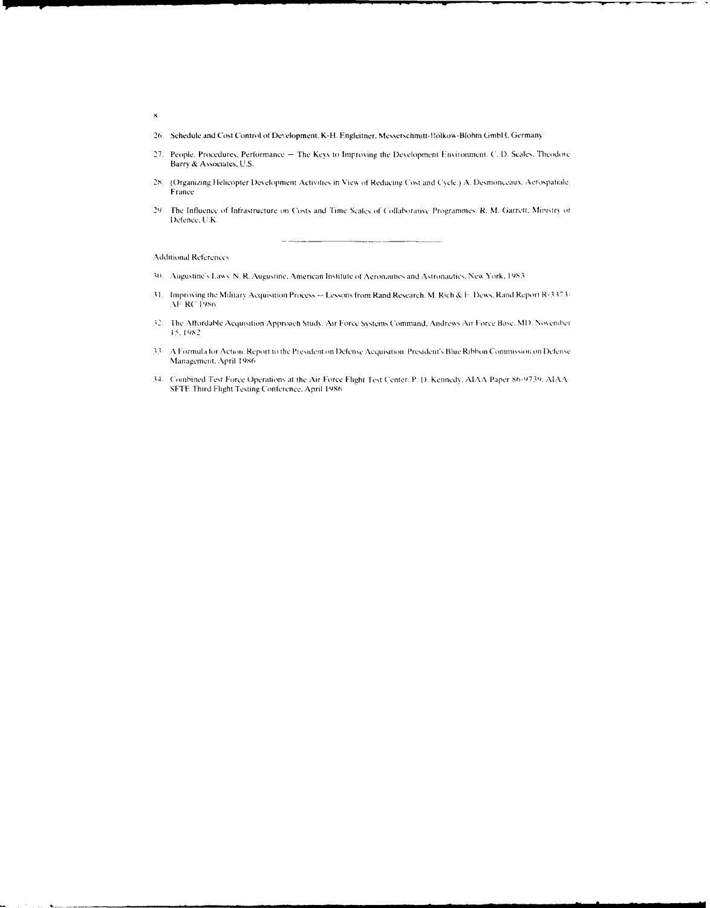26. Schedule and Cost Control of Development. K-H. Engleitner, Messerschmitt-Bolkow-Blohm GmbH, Germany

27. People, Procedures, Performance — The Keys to Improving the Development Environment. C. D. Scales, Theodore Barry & Associates, U.S.

28. (Organizing Helicopter Development Activities in View of Reducing Cost and Cycle.) A. Desmonceaux, Aerospatiale, France

29. The Influence of Infrastructure on Costs and Time Scales of Collaborative Programmes. R. M. Garrett, Ministry of Defence, U.K.

---

Additional References

30. Augustine's Laws. N. R. Augustine, American Institute of Aeronautics and Astronautics, New York, 1983

31. Improving the Military Acquisition Process — Lessons from Rand Research. M. Rich & E. Dews, Rand Report R-3373-AF RC 1986

32. The Affordable Acquisition Approach Study. Air Force Systems Command, Andrews Air Force Base, MD, November 15, 1982

33. A Formula for Action: Report to the President on Defense Acquisition. President's Blue Ribbon Commission on Defense Management, April 1986

34. Combined Test Force Operations at the Air Force Flight Test Center. P. D. Kennedy, AIAA Paper 86-9739, AIAA SFTE Third Flight Testing Conference, April 1986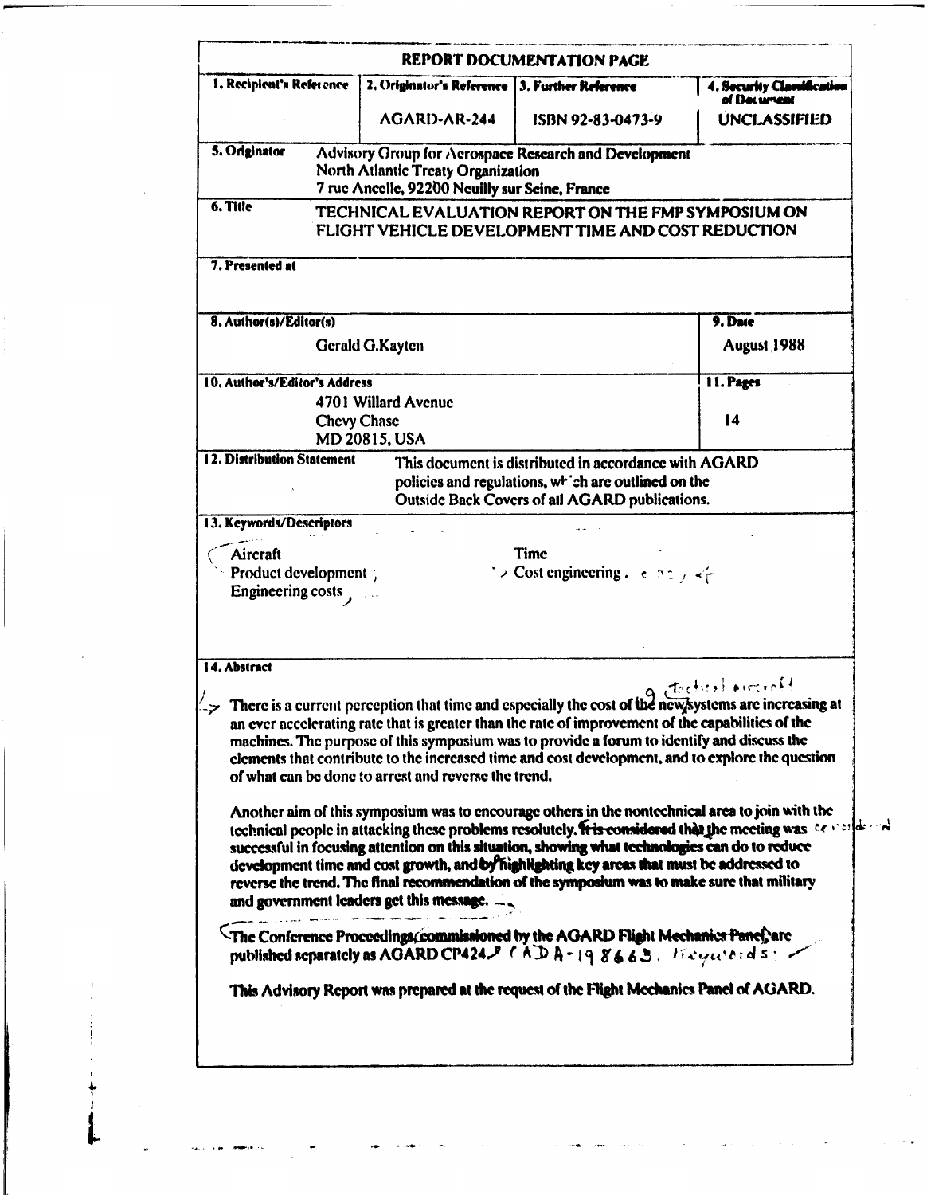# REPORT DOCUMENTATION PAGE

| 1. Recipient's Reference | 2. Originator's Reference | 3. Further Reference | 4. Security Classification of Document |
|---|---|---|---|
| | AGARD-AR-244 | ISBN 92-83-0473-9 | UNCLASSIFIED |

**5. Originator** Advisory Group for Aerospace Research and Development
North Atlantic Treaty Organization
7 rue Ancelle, 92200 Neuilly sur Seine, France

**6. Title** TECHNICAL EVALUATION REPORT ON THE FMP SYMPOSIUM ON FLIGHT VEHICLE DEVELOPMENT TIME AND COST REDUCTION

**7. Presented at**

| 8. Author(s)/Editor(s) | 9. Date |
|---|---|
| Gerald G.Kayten | August 1988 |

| 10. Author's/Editor's Address | 11. Pages |
|---|---|
| 4701 Willard Avenue<br>Chevy Chase<br>MD 20815, USA | 14 |

**12. Distribution Statement** This document is distributed in accordance with AGARD policies and regulations, which are outlined on the Outside Back Covers of all AGARD publications.

**13. Keywords/Descriptors**

| | |
|---|---|
| Aircraft | Time |
| Product development | Cost engineering |
| Engineering costs | |

**14. Abstract**

There is a current perception that time and especially the cost of the new systems are increasing at an ever accelerating rate that is greater than the rate of improvement of the capabilities of the machines. The purpose of this symposium was to provide a forum to identify and discuss the elements that contribute to the increased time and cost development, and to explore the question of what can be done to arrest and reverse the trend.

Another aim of this symposium was to encourage others in the nontechnical area to join with the technical people in attacking these problems resolutely. It is considered that the meeting was successful in focusing attention on this situation, showing what technologies can do to reduce development time and cost growth, and by highlighting key areas that must be addressed to reverse the trend. The final recommendation of the symposium was to make sure that military and government leaders get this message.

The Conference Proceedings, commissioned by the AGARD Flight Mechanics Panel, are published separately as AGARD CP424.

This Advisory Report was prepared at the request of the Flight Mechanics Panel of AGARD.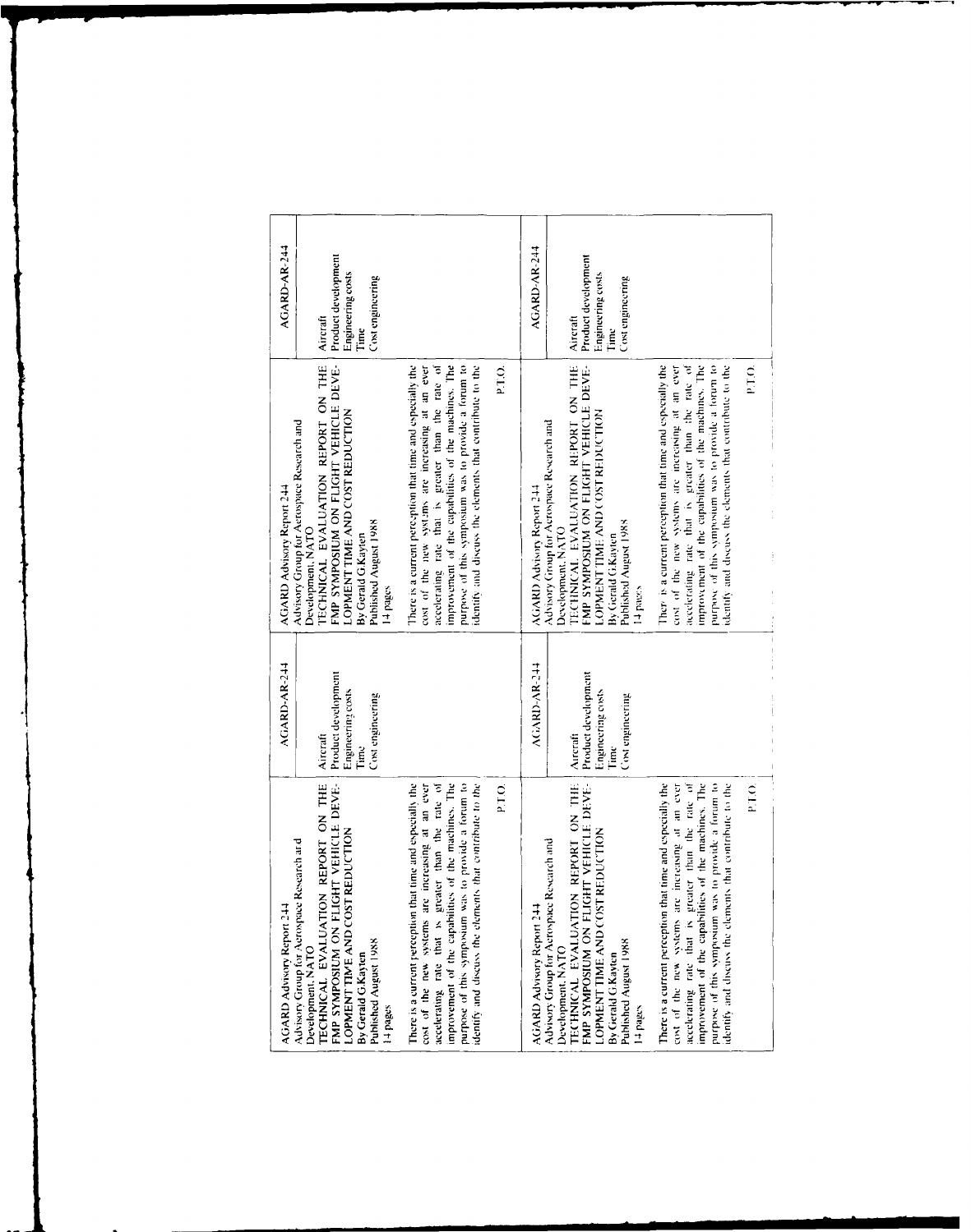| AGARD Advisory Report 244<br>Advisory Group for Aerospace Research and Development, NATO<br>TECHNICAL EVALUATION REPORT ON THE FMP SYMPOSIUM ON FLIGHT VEHICLE DEVELOPMENT TIME AND COST REDUCTION<br>By Gerald G.Kayten<br>Published August 1988<br>14 pages<br><br>There is a current perception that time and especially the cost of the new systems are increasing at an ever accelerating rate that is greater than the rate of improvement of the capabilities of the machines. The purpose of this symposium was to provide a forum to identify and discuss the elements that contribute to the<br><br>P.T.O. | AGARD-AR-244<br><br>Aircraft<br>Product development<br>Engineering costs<br>Time<br>Cost engineering | AGARD Advisory Report 244<br>Advisory Group for Aerospace Research and Development, NATO<br>TECHNICAL EVALUATION REPORT ON THE FMP SYMPOSIUM ON FLIGHT VEHICLE DEVELOPMENT TIME AND COST REDUCTION<br>By Gerald G.Kayten<br>Published August 1988<br>14 pages<br><br>There is a current perception that time and especially the cost of the new systems are increasing at an ever accelerating rate that is greater than the rate of improvement of the capabilities of the machines. The purpose of this symposium was to provide a forum to identify and discuss the elements that contribute to the<br><br>P.T.O. | AGARD-AR-244<br><br>Aircraft<br>Product development<br>Engineering costs<br>Time<br>Cost engineering |
|---|---|---|---|
| AGARD Advisory Report 244<br>Advisory Group for Aerospace Research and Development, NATO<br>TECHNICAL EVALUATION REPORT ON THE FMP SYMPOSIUM ON FLIGHT VEHICLE DEVELOPMENT TIME AND COST REDUCTION<br>By Gerald G.Kayten<br>Published August 1988<br>14 pages<br><br>There is a current perception that time and especially the cost of the new systems are increasing at an ever accelerating rate that is greater than the rate of improvement of the capabilities of the machines. The purpose of this symposium was to provide a forum to identify and discuss the elements that contribute to the<br><br>P.T.O. | AGARD-AR-244<br><br>Aircraft<br>Product development<br>Engineering costs<br>Time<br>Cost engineering | AGARD Advisory Report 244<br>Advisory Group for Aerospace Research and Development, NATO<br>TECHNICAL EVALUATION REPORT ON THE FMP SYMPOSIUM ON FLIGHT VEHICLE DEVELOPMENT TIME AND COST REDUCTION<br>By Gerald G.Kayten<br>Published August 1988<br>14 pages<br><br>There is a current perception that time and especially the cost of the new systems are increasing at an ever accelerating rate that is greater than the rate of improvement of the capabilities of the machines. The purpose of this symposium was to provide a forum to identify and discuss the elements that contribute to the<br><br>P.T.O. | AGARD-AR-244<br><br>Aircraft<br>Product development<br>Engineering costs<br>Time<br>Cost engineering |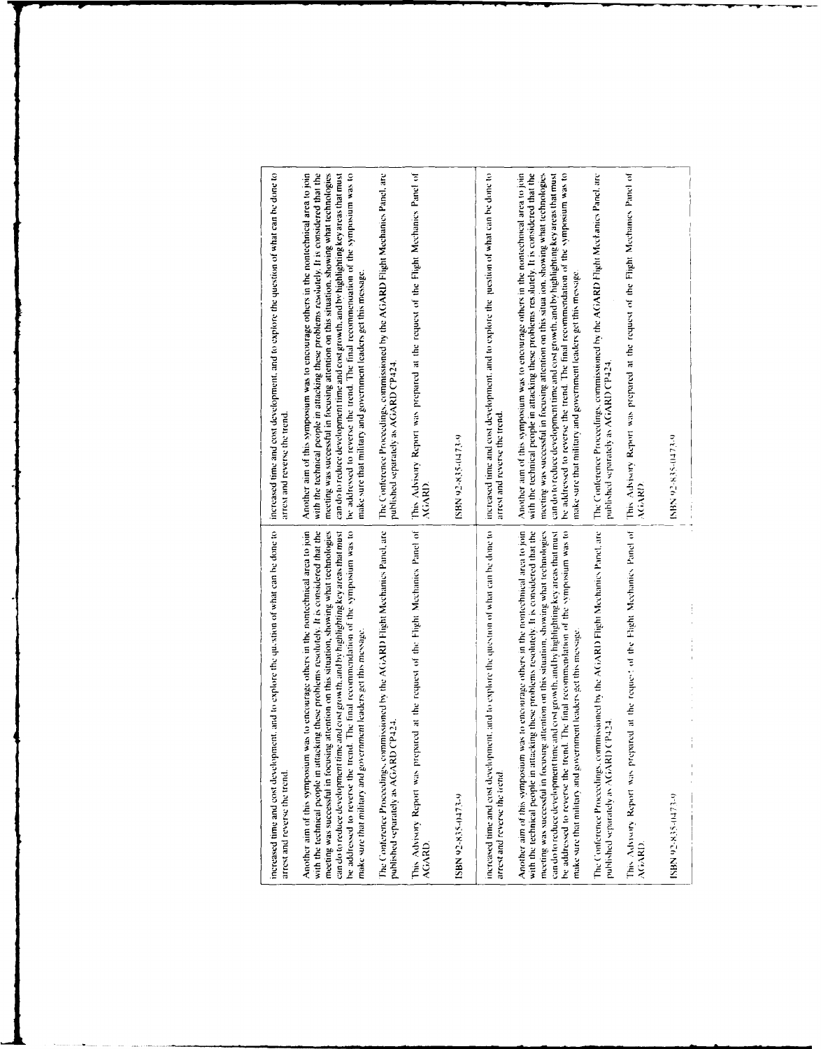increased time and cost development, and to explore the question of what can be done to arrest and reverse the trend.

Another aim of this symposium was to encourage others in the nontechnical area to join with the technical people in attacking these problems resolutely. It is considered that the meeting was successful in focusing attention on this situation, showing what technologies can do to reduce development time and cost growth, and by highlighting key areas that must be addressed to reverse the trend. The final recommendation of the symposium was to make sure that military and government leaders get this message.

The Conference Proceedings, commissioned by the AGARD Flight Mechanics Panel, are published separately as AGARD CP424.

This Advisory Report was prepared at the request of the Flight Mechanics Panel of AGARD.

ISBN 92-835-0473-9

increased time and cost development, and to explore the question of what can be done to arrest and reverse the trend.

Another aim of this symposium was to encourage others in the nontechnical area to join with the technical people in attacking these problems resolutely. It is considered that the meeting was successful in focusing attention on this situation, showing what technologies can do to reduce development time and cost growth, and by highlighting key areas that must be addressed to reverse the trend. The final recommendation of the symposium was to make sure that military and government leaders get this message.

The Conference Proceedings, commissioned by the AGARD Flight Mechanics Panel, are published separately as AGARD CP424.

This Advisory Report was prepared at the request of the Flight Mechanics Panel of AGARD.

ISBN 92-835-0473-9

increased time and cost development, and to explore the question of what can be done to arrest and reverse the trend.

Another aim of this symposium was to encourage others in the nontechnical area to join with the technical people in attacking these problems resolutely. It is considered that the meeting was successful in focusing attention on this situation, showing what technologies can do to reduce development time and cost growth, and by highlighting key areas that must be addressed to reverse the trend. The final recommendation of the symposium was to make sure that military and government leaders get this message.

The Conference Proceedings, commissioned by the AGARD Flight Mechanics Panel, are published separately as AGARD CP424.

This Advisory Report was prepared at the request of the Flight Mechanics Panel of AGARD.

ISBN 92-835-0473-9

increased time and cost development, and to explore the question of what can be done to arrest and reverse the trend.

Another aim of this symposium was to encourage others in the nontechnical area to join with the technical people in attacking these problems resolutely. It is considered that the meeting was successful in focusing attention on this situation, showing what technologies can do to reduce development time and cost growth, and by highlighting key areas that must be addressed to reverse the trend. The final recommendation of the symposium was to make sure that military and government leaders get this message.

The Conference Proceedings, commissioned by the AGARD Flight Mechanics Panel, are published separately as AGARD CP424.

This Advisory Report was prepared at the request of the Flight Mechanics Panel of AGARD.

ISBN 92-835-0473-9